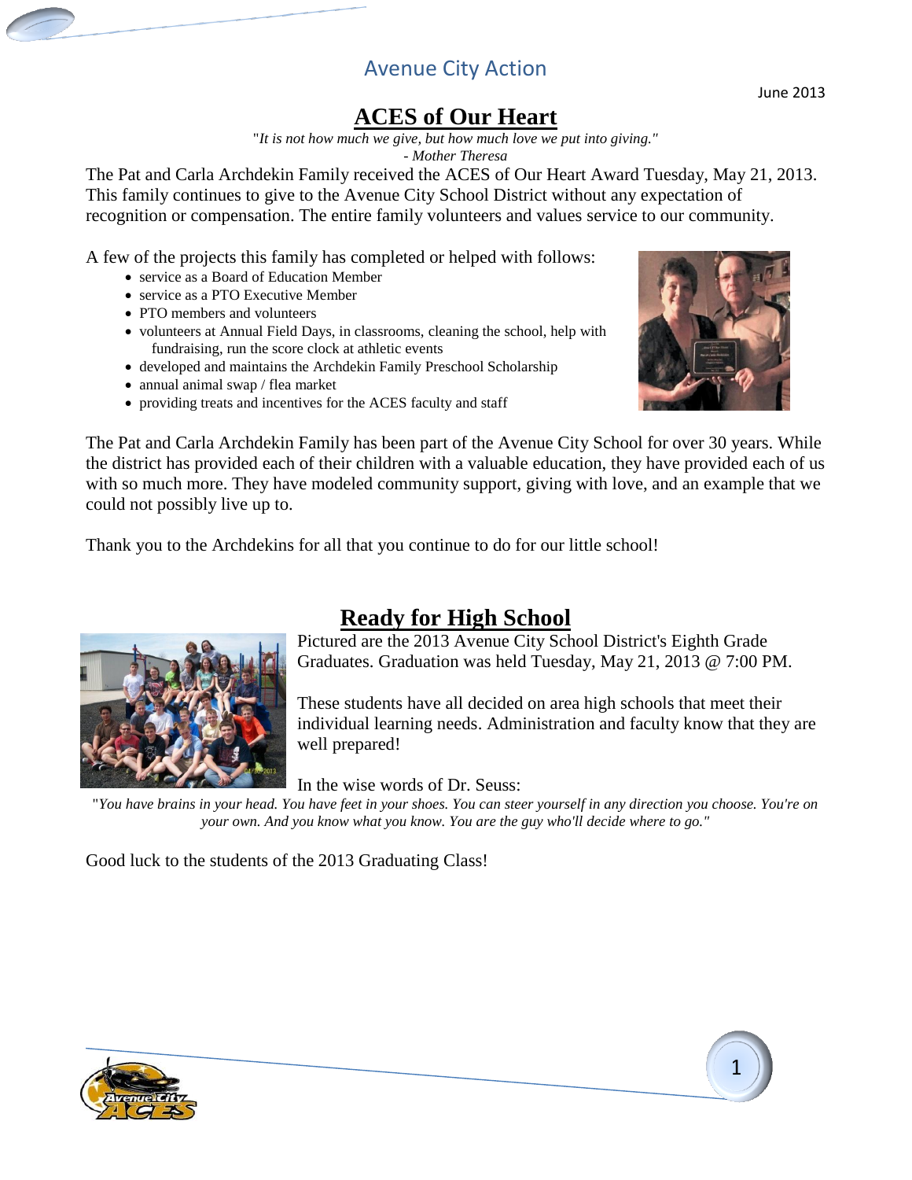# Avenue City Action

June 2013

## ACES of Our Heart

"*It is not how much we give, but how much love we put into giving.*"
*- Mother Theresa*

The Pat and Carla Archdekin Family received the ACES of Our Heart Award Tuesday, May 21, 2013. This family continues to give to the Avenue City School District without any expectation of recognition or compensation. The entire family volunteers and values service to our community.

A few of the projects this family has completed or helped with follows:

- service as a Board of Education Member
- service as a PTO Executive Member
- PTO members and volunteers
- volunteers at Annual Field Days, in classrooms, cleaning the school, help with fundraising, run the score clock at athletic events
- developed and maintains the Archdekin Family Preschool Scholarship
- annual animal swap / flea market
- providing treats and incentives for the ACES faculty and staff

The Pat and Carla Archdekin Family has been part of the Avenue City School for over 30 years. While the district has provided each of their children with a valuable education, they have provided each of us with so much more. They have modeled community support, giving with love, and an example that we could not possibly live up to.

Thank you to the Archdekins for all that you continue to do for our little school!

## Ready for High School

Pictured are the 2013 Avenue City School District's Eighth Grade Graduates. Graduation was held Tuesday, May 21, 2013 @ 7:00 PM.

These students have all decided on area high schools that meet their individual learning needs. Administration and faculty know that they are well prepared!

In the wise words of Dr. Seuss:

"*You have brains in your head. You have feet in your shoes. You can steer yourself in any direction you choose. You're on your own. And you know what you know. You are the guy who'll decide where to go.*"

Good luck to the students of the 2013 Graduating Class!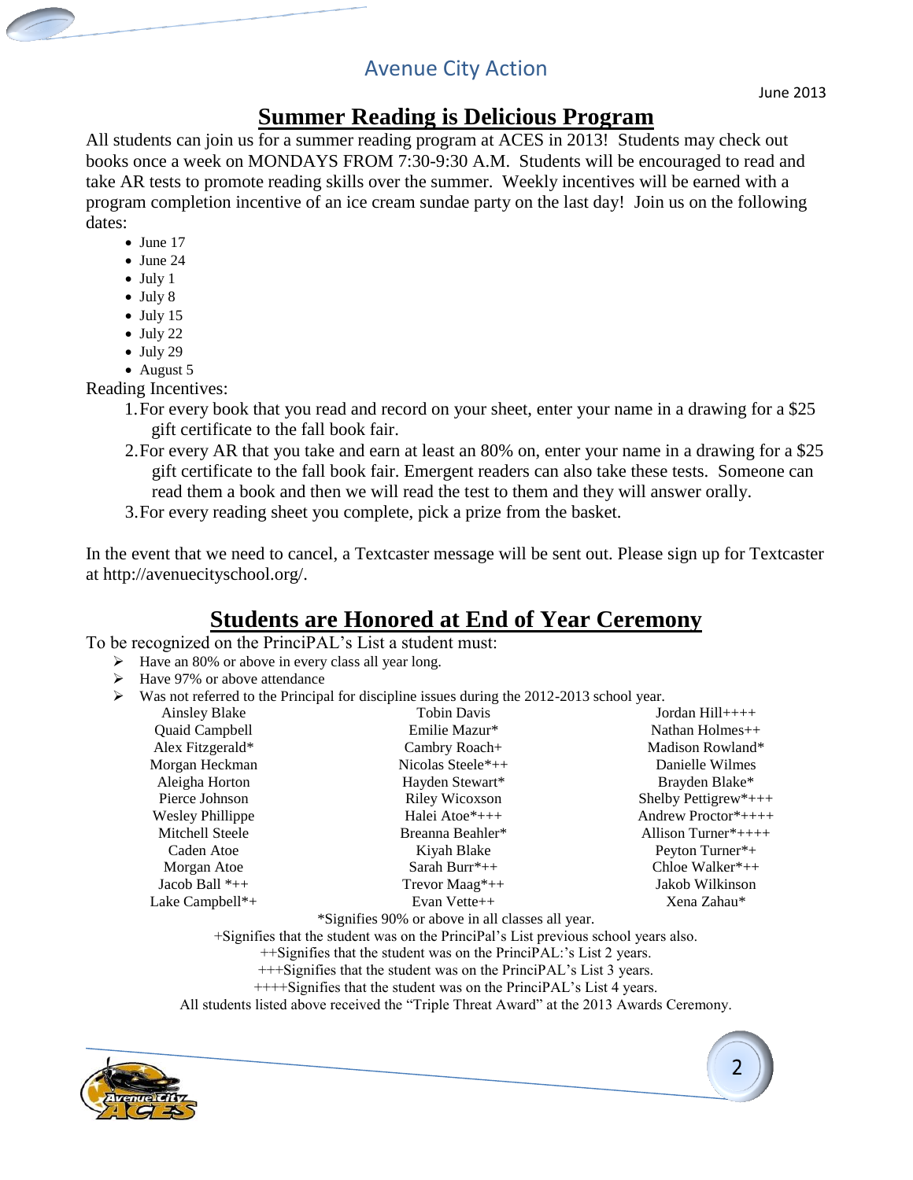# Summer Reading is Delicious Program

All students can join us for a summer reading program at ACES in 2013! Students may check out books once a week on MONDAYS FROM 7:30-9:30 A.M. Students will be encouraged to read and take AR tests to promote reading skills over the summer. Weekly incentives will be earned with a program completion incentive of an ice cream sundae party on the last day! Join us on the following dates:

- June 17
- June 24
- July 1
- July 8
- July 15
- July 22
- July 29
- August 5

Reading Incentives:

1. For every book that you read and record on your sheet, enter your name in a drawing for a $25 gift certificate to the fall book fair.
2. For every AR that you take and earn at least an 80% on, enter your name in a drawing for a $25 gift certificate to the fall book fair. Emergent readers can also take these tests. Someone can read them a book and then we will read the test to them and they will answer orally.
3. For every reading sheet you complete, pick a prize from the basket.

In the event that we need to cancel, a Textcaster message will be sent out. Please sign up for Textcaster at http://avenuecityschool.org/.

# Students are Honored at End of Year Ceremony

To be recognized on the PrinciPAL's List a student must:

- Have an 80% or above in every class all year long.
- Have 97% or above attendance
- Was not referred to the Principal for discipline issues during the 2012-2013 school year.

| | | |
|---|---|---|
| Ainsley Blake | Tobin Davis | Jordan Hill++++ |
| Quaid Campbell | Emilie Mazur* | Nathan Holmes++ |
| Alex Fitzgerald* | Cambry Roach+ | Madison Rowland* |
| Morgan Heckman | Nicolas Steele*++ | Danielle Wilmes |
| Aleigha Horton | Hayden Stewart* | Brayden Blake* |
| Pierce Johnson | Riley Wicoxson | Shelby Pettigrew*+++ |
| Wesley Phillippe | Halei Atoe*+++ | Andrew Proctor*++++ |
| Mitchell Steele | Breanna Beahler* | Allison Turner*++++ |
| Caden Atoe | Kiyah Blake | Peyton Turner*+ |
| Morgan Atoe | Sarah Burr*++ | Chloe Walker*++ |
| Jacob Ball *++ | Trevor Maag*++ | Jakob Wilkinson |
| Lake Campbell*+ | Evan Vette++ | Xena Zahau* |

*Signifies 90% or above in all classes all year.

+Signifies that the student was on the PrinciPal's List previous school years also.

++Signifies that the student was on the PrinciPAL:'s List 2 years.

+++Signifies that the student was on the PrinciPAL's List 3 years.

++++Signifies that the student was on the PrinciPAL's List 4 years.

All students listed above received the "Triple Threat Award" at the 2013 Awards Ceremony.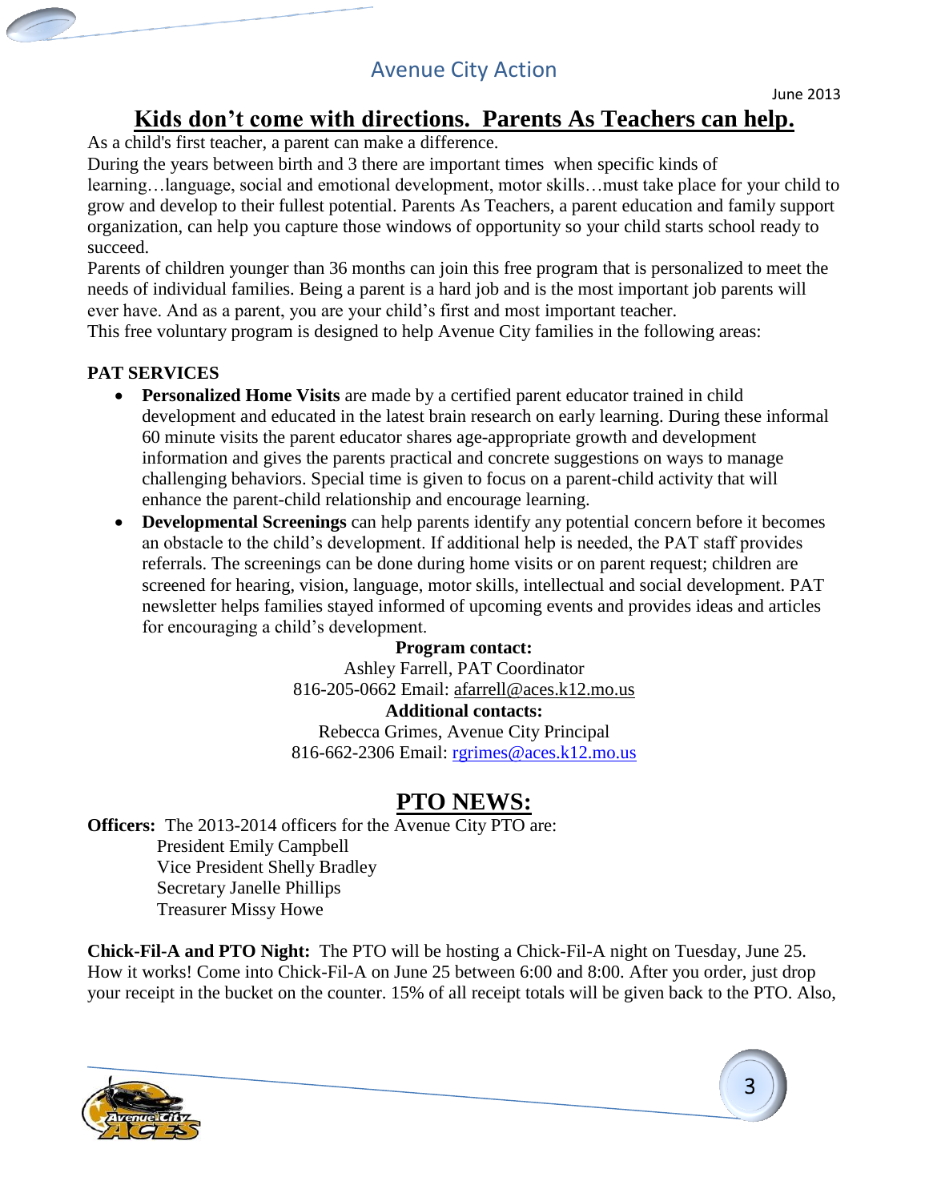# Kids don't come with directions. Parents As Teachers can help.

As a child's first teacher, a parent can make a difference.

During the years between birth and 3 there are important times when specific kinds of learning…language, social and emotional development, motor skills…must take place for your child to grow and develop to their fullest potential. Parents As Teachers, a parent education and family support organization, can help you capture those windows of opportunity so your child starts school ready to succeed.

Parents of children younger than 36 months can join this free program that is personalized to meet the needs of individual families. Being a parent is a hard job and is the most important job parents will ever have. And as a parent, you are your child's first and most important teacher.

This free voluntary program is designed to help Avenue City families in the following areas:

**PAT SERVICES**

- **Personalized Home Visits** are made by a certified parent educator trained in child development and educated in the latest brain research on early learning. During these informal 60 minute visits the parent educator shares age-appropriate growth and development information and gives the parents practical and concrete suggestions on ways to manage challenging behaviors. Special time is given to focus on a parent-child activity that will enhance the parent-child relationship and encourage learning.
- **Developmental Screenings** can help parents identify any potential concern before it becomes an obstacle to the child's development. If additional help is needed, the PAT staff provides referrals. The screenings can be done during home visits or on parent request; children are screened for hearing, vision, language, motor skills, intellectual and social development. PAT newsletter helps families stayed informed of upcoming events and provides ideas and articles for encouraging a child's development.

**Program contact:**
Ashley Farrell, PAT Coordinator
816-205-0662 Email: afarrell@aces.k12.mo.us
**Additional contacts:**
Rebecca Grimes, Avenue City Principal
816-662-2306 Email: rgrimes@aces.k12.mo.us

## PTO NEWS:

**Officers:** The 2013-2014 officers for the Avenue City PTO are:
President Emily Campbell
Vice President Shelly Bradley
Secretary Janelle Phillips
Treasurer Missy Howe

**Chick-Fil-A and PTO Night:** The PTO will be hosting a Chick-Fil-A night on Tuesday, June 25. How it works! Come into Chick-Fil-A on June 25 between 6:00 and 8:00. After you order, just drop your receipt in the bucket on the counter. 15% of all receipt totals will be given back to the PTO. Also,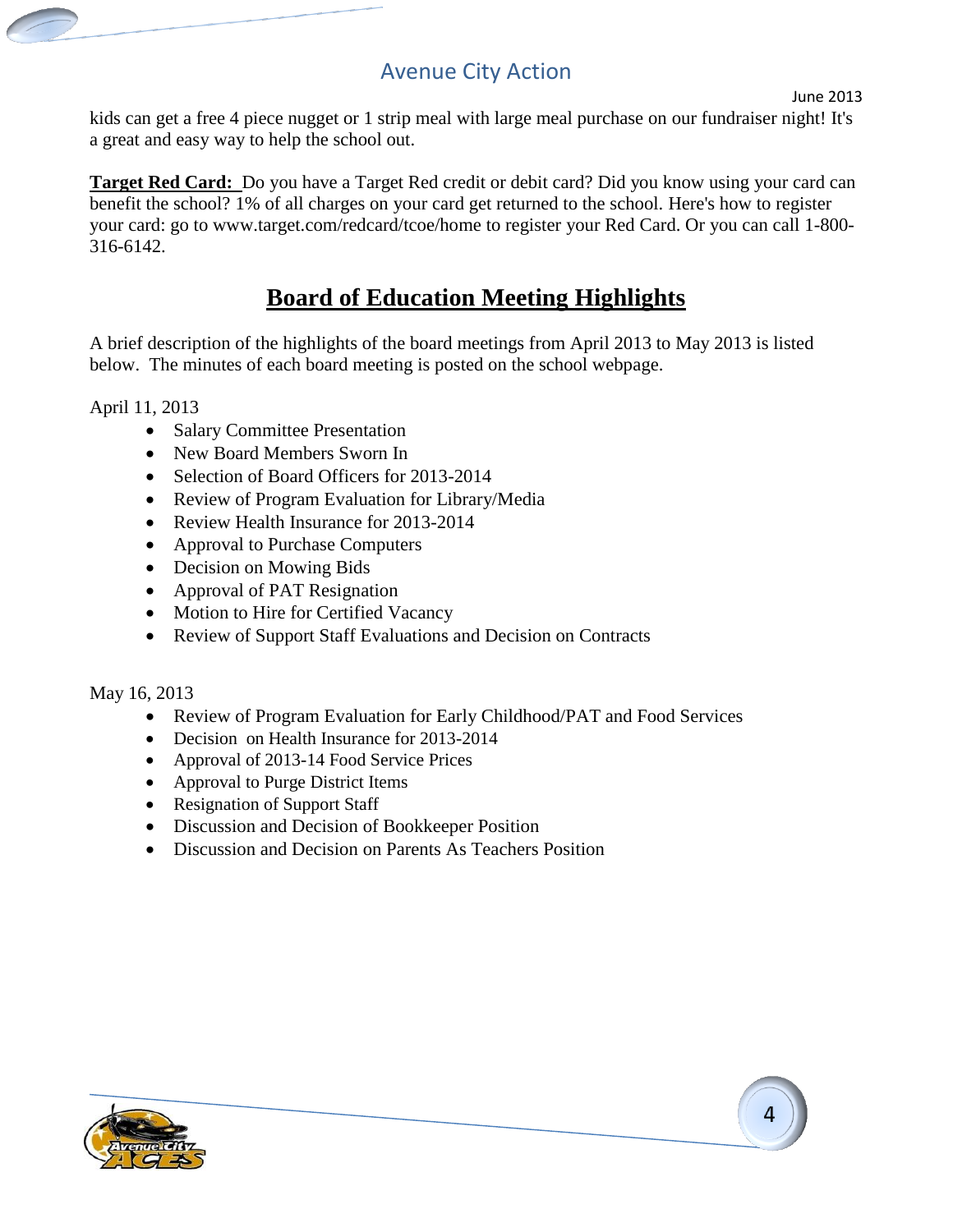kids can get a free 4 piece nugget or 1 strip meal with large meal purchase on our fundraiser night! It's a great and easy way to help the school out.

**Target Red Card:** Do you have a Target Red credit or debit card? Did you know using your card can benefit the school? 1% of all charges on your card get returned to the school. Here's how to register your card: go to www.target.com/redcard/tcoe/home to register your Red Card. Or you can call 1-800-316-6142.

## Board of Education Meeting Highlights

A brief description of the highlights of the board meetings from April 2013 to May 2013 is listed below. The minutes of each board meeting is posted on the school webpage.

April 11, 2013

- Salary Committee Presentation
- New Board Members Sworn In
- Selection of Board Officers for 2013-2014
- Review of Program Evaluation for Library/Media
- Review Health Insurance for 2013-2014
- Approval to Purchase Computers
- Decision on Mowing Bids
- Approval of PAT Resignation
- Motion to Hire for Certified Vacancy
- Review of Support Staff Evaluations and Decision on Contracts

May 16, 2013

- Review of Program Evaluation for Early Childhood/PAT and Food Services
- Decision on Health Insurance for 2013-2014
- Approval of 2013-14 Food Service Prices
- Approval to Purge District Items
- Resignation of Support Staff
- Discussion and Decision of Bookkeeper Position
- Discussion and Decision on Parents As Teachers Position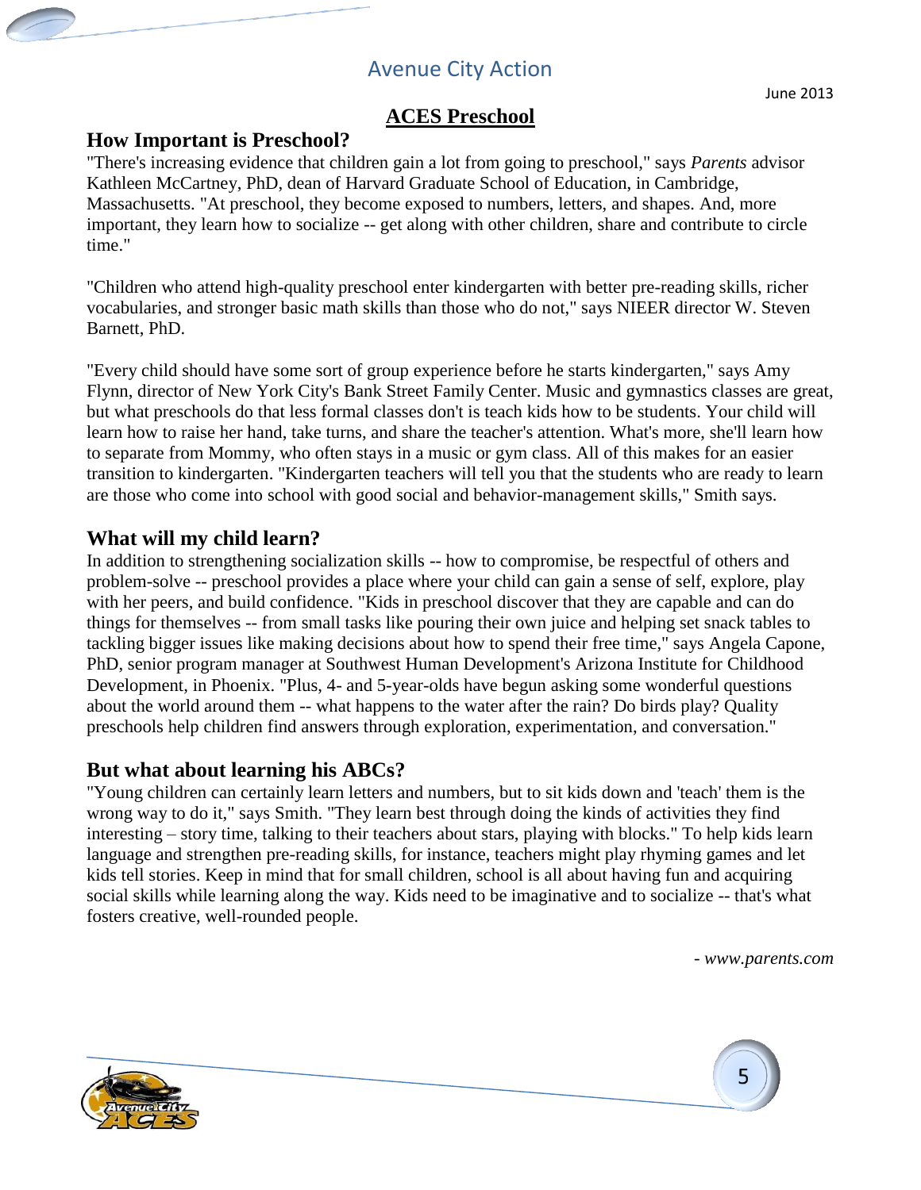## ACES Preschool

### How Important is Preschool?

"There's increasing evidence that children gain a lot from going to preschool," says *Parents* advisor Kathleen McCartney, PhD, dean of Harvard Graduate School of Education, in Cambridge, Massachusetts. "At preschool, they become exposed to numbers, letters, and shapes. And, more important, they learn how to socialize -- get along with other children, share and contribute to circle time."

"Children who attend high-quality preschool enter kindergarten with better pre-reading skills, richer vocabularies, and stronger basic math skills than those who do not," says NIEER director W. Steven Barnett, PhD.

"Every child should have some sort of group experience before he starts kindergarten," says Amy Flynn, director of New York City's Bank Street Family Center. Music and gymnastics classes are great, but what preschools do that less formal classes don't is teach kids how to be students. Your child will learn how to raise her hand, take turns, and share the teacher's attention. What's more, she'll learn how to separate from Mommy, who often stays in a music or gym class. All of this makes for an easier transition to kindergarten. "Kindergarten teachers will tell you that the students who are ready to learn are those who come into school with good social and behavior-management skills," Smith says.

### What will my child learn?

In addition to strengthening socialization skills -- how to compromise, be respectful of others and problem-solve -- preschool provides a place where your child can gain a sense of self, explore, play with her peers, and build confidence. "Kids in preschool discover that they are capable and can do things for themselves -- from small tasks like pouring their own juice and helping set snack tables to tackling bigger issues like making decisions about how to spend their free time," says Angela Capone, PhD, senior program manager at Southwest Human Development's Arizona Institute for Childhood Development, in Phoenix. "Plus, 4- and 5-year-olds have begun asking some wonderful questions about the world around them -- what happens to the water after the rain? Do birds play? Quality preschools help children find answers through exploration, experimentation, and conversation."

### But what about learning his ABCs?

"Young children can certainly learn letters and numbers, but to sit kids down and 'teach' them is the wrong way to do it," says Smith. "They learn best through doing the kinds of activities they find interesting – story time, talking to their teachers about stars, playing with blocks." To help kids learn language and strengthen pre-reading skills, for instance, teachers might play rhyming games and let kids tell stories. Keep in mind that for small children, school is all about having fun and acquiring social skills while learning along the way. Kids need to be imaginative and to socialize -- that's what fosters creative, well-rounded people.

*- www.parents.com*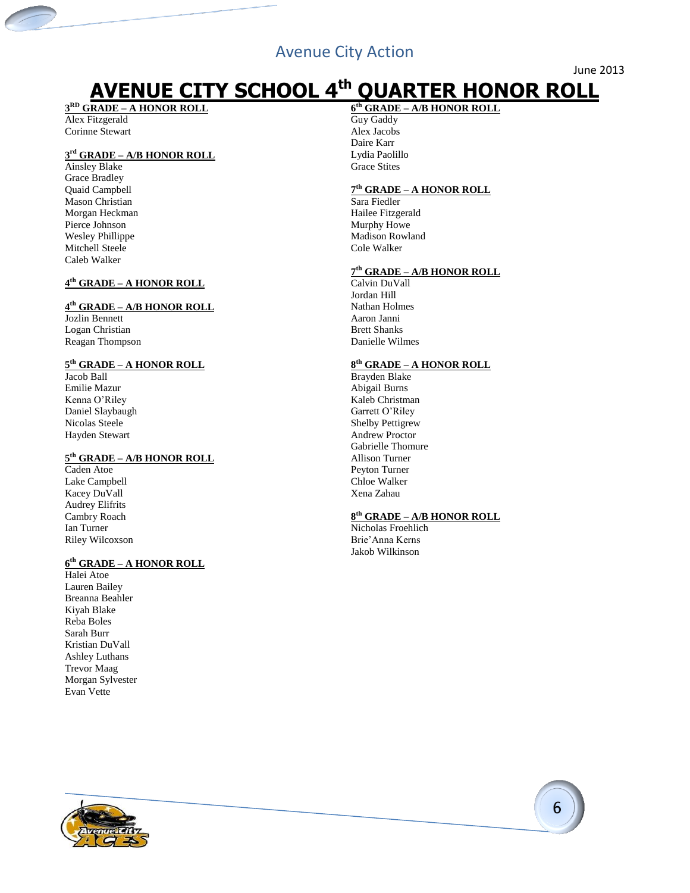# AVENUE CITY SCHOOL 4th QUARTER HONOR ROLL

### 3RD GRADE – A HONOR ROLL

Alex Fitzgerald
Corinne Stewart

### 3rd GRADE – A/B HONOR ROLL

Ainsley Blake
Grace Bradley
Quaid Campbell
Mason Christian
Morgan Heckman
Pierce Johnson
Wesley Phillippe
Mitchell Steele
Caleb Walker

### 4th GRADE – A HONOR ROLL

### 4th GRADE – A/B HONOR ROLL

Jozlin Bennett
Logan Christian
Reagan Thompson

### 5th GRADE – A HONOR ROLL

Jacob Ball
Emilie Mazur
Kenna O'Riley
Daniel Slaybaugh
Nicolas Steele
Hayden Stewart

### 5th GRADE – A/B HONOR ROLL

Caden Atoe
Lake Campbell
Kacey DuVall
Audrey Elifrits
Cambry Roach
Ian Turner
Riley Wilcoxson

### 6th GRADE – A HONOR ROLL

Halei Atoe
Lauren Bailey
Breanna Beahler
Kiyah Blake
Reba Boles
Sarah Burr
Kristian DuVall
Ashley Luthans
Trevor Maag
Morgan Sylvester
Evan Vette

### 6th GRADE – A/B HONOR ROLL

Guy Gaddy
Alex Jacobs
Daire Karr
Lydia Paolillo
Grace Stites

### 7th GRADE – A HONOR ROLL

Sara Fiedler
Hailee Fitzgerald
Murphy Howe
Madison Rowland
Cole Walker

### 7th GRADE – A/B HONOR ROLL

Calvin DuVall
Jordan Hill
Nathan Holmes
Aaron Janni
Brett Shanks
Danielle Wilmes

### 8th GRADE – A HONOR ROLL

Brayden Blake
Abigail Burns
Kaleb Christman
Garrett O'Riley
Shelby Pettigrew
Andrew Proctor
Gabrielle Thomure
Allison Turner
Peyton Turner
Chloe Walker
Xena Zahau

### 8th GRADE – A/B HONOR ROLL

Nicholas Froehlich
Brie'Anna Kerns
Jakob Wilkinson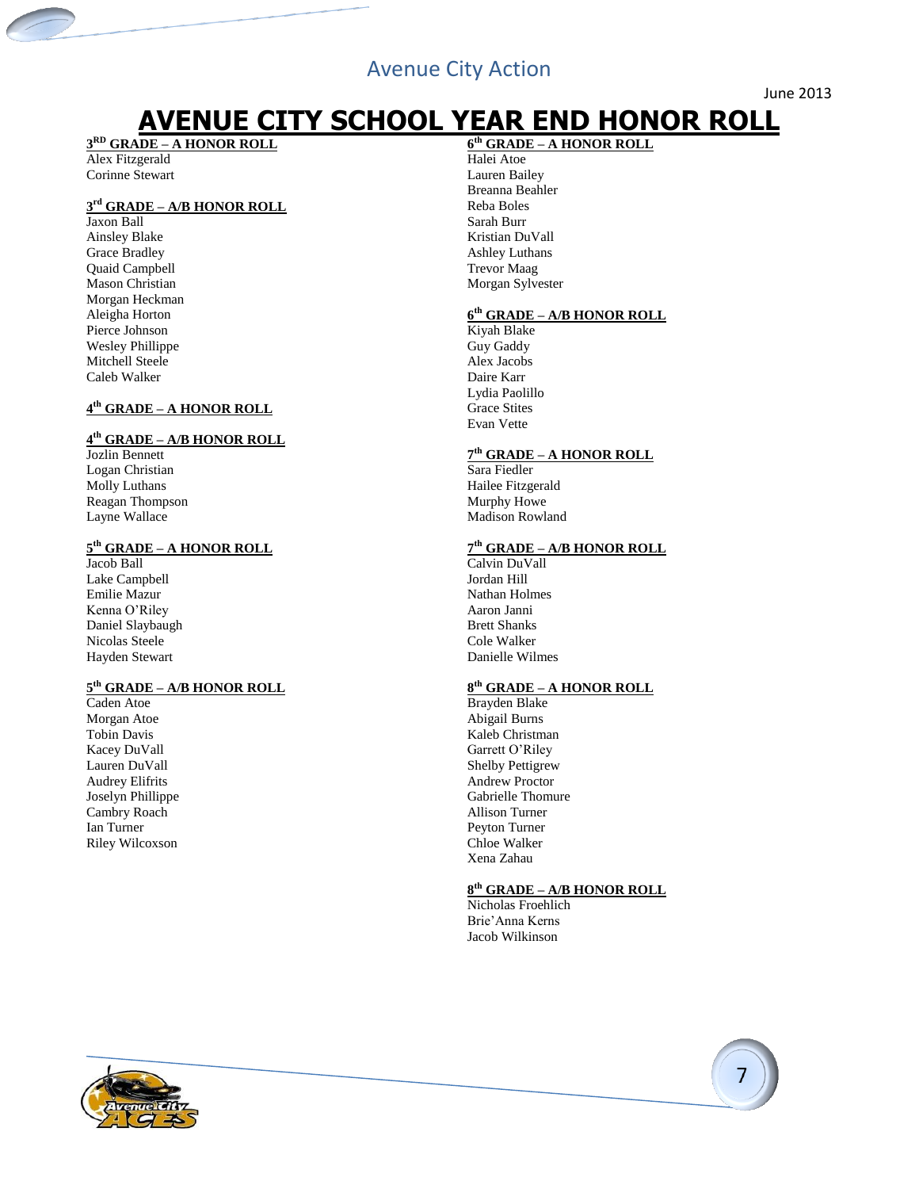# AVENUE CITY SCHOOL YEAR END HONOR ROLL

June 2013

## 3RD GRADE – A HONOR ROLL
Alex Fitzgerald
Corinne Stewart

## 3rd GRADE – A/B HONOR ROLL
Jaxon Ball
Ainsley Blake
Grace Bradley
Quaid Campbell
Mason Christian
Morgan Heckman
Aleigha Horton
Pierce Johnson
Wesley Phillippe
Mitchell Steele
Caleb Walker

## 4th GRADE – A HONOR ROLL

## 4th GRADE – A/B HONOR ROLL
Jozlin Bennett
Logan Christian
Molly Luthans
Reagan Thompson
Layne Wallace

## 5th GRADE – A HONOR ROLL
Jacob Ball
Lake Campbell
Emilie Mazur
Kenna O'Riley
Daniel Slaybaugh
Nicolas Steele
Hayden Stewart

## 5th GRADE – A/B HONOR ROLL
Caden Atoe
Morgan Atoe
Tobin Davis
Kacey DuVall
Lauren DuVall
Audrey Elifrits
Joselyn Phillippe
Cambry Roach
Ian Turner
Riley Wilcoxson

## 6th GRADE – A HONOR ROLL
Halei Atoe
Lauren Bailey
Breanna Beahler
Reba Boles
Sarah Burr
Kristian DuVall
Ashley Luthans
Trevor Maag
Morgan Sylvester

## 6th GRADE – A/B HONOR ROLL
Kiyah Blake
Guy Gaddy
Alex Jacobs
Daire Karr
Lydia Paolillo
Grace Stites
Evan Vette

## 7th GRADE – A HONOR ROLL
Sara Fiedler
Hailee Fitzgerald
Murphy Howe
Madison Rowland

## 7th GRADE – A/B HONOR ROLL
Calvin DuVall
Jordan Hill
Nathan Holmes
Aaron Janni
Brett Shanks
Cole Walker
Danielle Wilmes

## 8th GRADE – A HONOR ROLL
Brayden Blake
Abigail Burns
Kaleb Christman
Garrett O'Riley
Shelby Pettigrew
Andrew Proctor
Gabrielle Thomure
Allison Turner
Peyton Turner
Chloe Walker
Xena Zahau

## 8th GRADE – A/B HONOR ROLL
Nicholas Froehlich
Brie'Anna Kerns
Jacob Wilkinson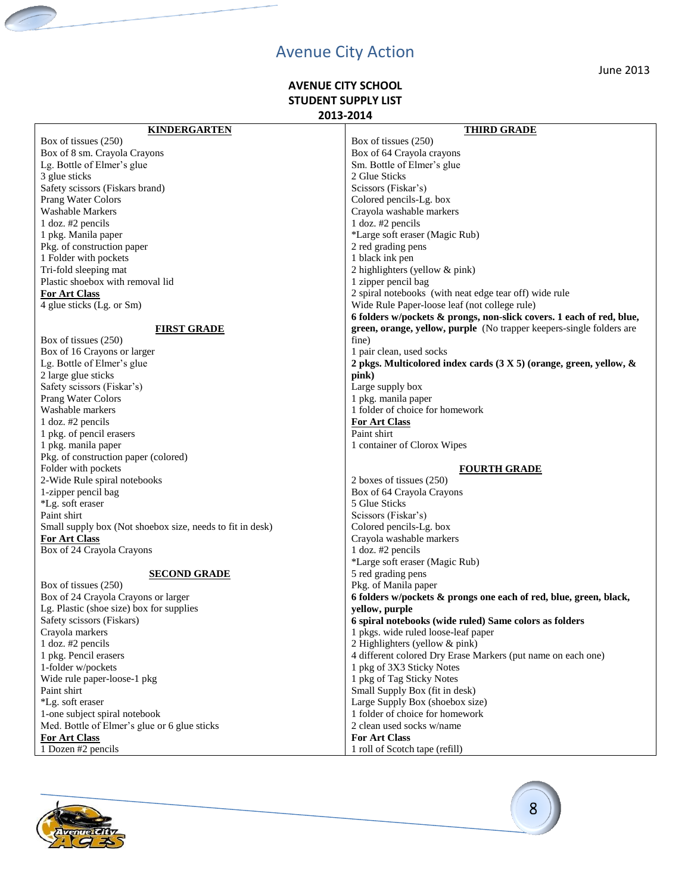# Avenue City Action

June 2013

## AVENUE CITY SCHOOL
## STUDENT SUPPLY LIST
## 2013-2014

### KINDERGARTEN

Box of tissues (250)
Box of 8 sm. Crayola Crayons
Lg. Bottle of Elmer's glue
3 glue sticks
Safety scissors (Fiskars brand)
Prang Water Colors
Washable Markers
1 doz. #2 pencils
1 pkg. Manila paper
Pkg. of construction paper
1 Folder with pockets
Tri-fold sleeping mat
Plastic shoebox with removal lid

**For Art Class**
4 glue sticks (Lg. or Sm)

### FIRST GRADE

Box of tissues (250)
Box of 16 Crayons or larger
Lg. Bottle of Elmer's glue
2 large glue sticks
Safety scissors (Fiskar's)
Prang Water Colors
Washable markers
1 doz. #2 pencils
1 pkg. of pencil erasers
1 pkg. manila paper
Pkg. of construction paper (colored)
Folder with pockets
2-Wide Rule spiral notebooks
1-zipper pencil bag
*Lg. soft eraser
Paint shirt
Small supply box (Not shoebox size, needs to fit in desk)

**For Art Class**
Box of 24 Crayola Crayons

### SECOND GRADE

Box of tissues (250)
Box of 24 Crayola Crayons or larger
Lg. Plastic (shoe size) box for supplies
Safety scissors (Fiskars)
Crayola markers
1 doz. #2 pencils
1 pkg. Pencil erasers
1-folder w/pockets
Wide rule paper-loose-1 pkg
Paint shirt
*Lg. soft eraser
1-one subject spiral notebook
Med. Bottle of Elmer's glue or 6 glue sticks

**For Art Class**
1 Dozen #2 pencils

### THIRD GRADE

Box of tissues (250)
Box of 64 Crayola crayons
Sm. Bottle of Elmer's glue
2 Glue Sticks
Scissors (Fiskar's)
Colored pencils-Lg. box
Crayola washable markers
1 doz. #2 pencils
*Large soft eraser (Magic Rub)
2 red grading pens
1 black ink pen
2 highlighters (yellow & pink)
1 zipper pencil bag
2 spiral notebooks (with neat edge tear off) wide rule
Wide Rule Paper-loose leaf (not college rule)
**6 folders w/pockets & prongs, non-slick covers. 1 each of red, blue, green, orange, yellow, purple** (No trapper keepers-single folders are fine)
1 pair clean, used socks
**2 pkgs. Multicolored index cards (3 X 5) (orange, green, yellow, & pink)**
Large supply box
1 pkg. manila paper
1 folder of choice for homework

**For Art Class**
Paint shirt
1 container of Clorox Wipes

### FOURTH GRADE

2 boxes of tissues (250)
Box of 64 Crayola Crayons
5 Glue Sticks
Scissors (Fiskar's)
Colored pencils-Lg. box
Crayola washable markers
1 doz. #2 pencils
*Large soft eraser (Magic Rub)
5 red grading pens
Pkg. of Manila paper
**6 folders w/pockets & prongs one each of red, blue, green, black, yellow, purple**
**6 spiral notebooks (wide ruled) Same colors as folders**
1 pkgs. wide ruled loose-leaf paper
2 Highlighters (yellow & pink)
4 different colored Dry Erase Markers (put name on each one)
1 pkg of 3X3 Sticky Notes
1 pkg of Tag Sticky Notes
Small Supply Box (fit in desk)
Large Supply Box (shoebox size)
1 folder of choice for homework
2 clean used socks w/name

**For Art Class**
1 roll of Scotch tape (refill)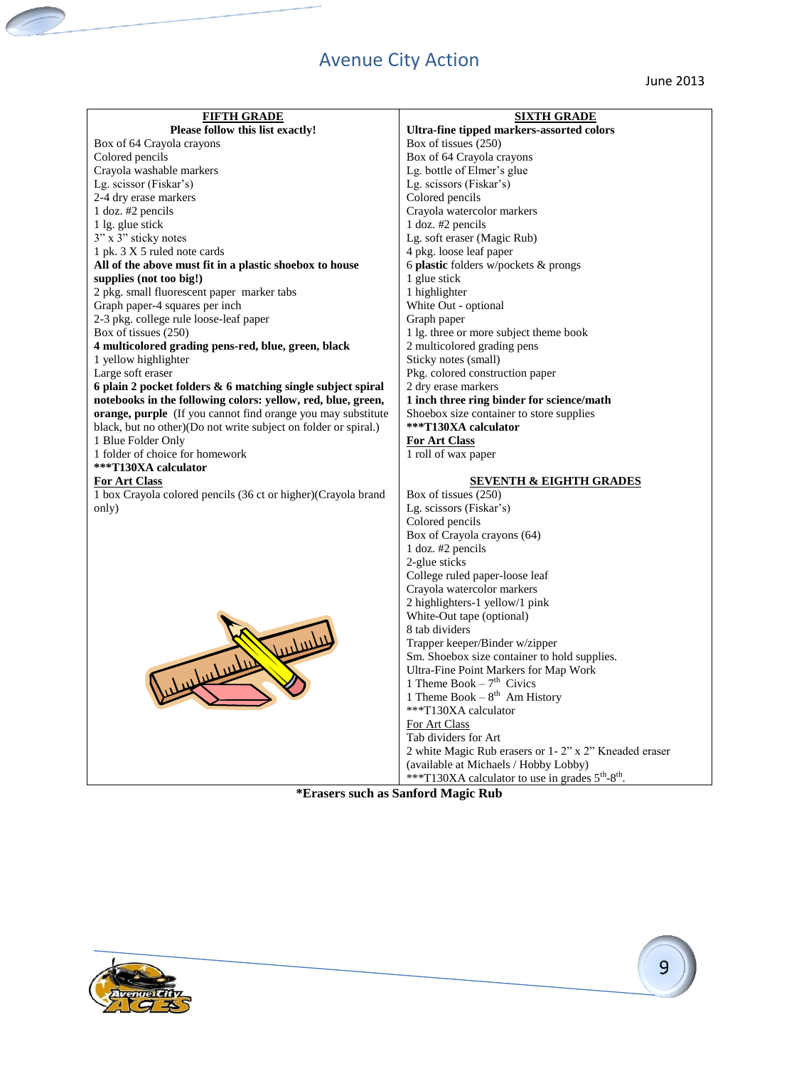# Avenue City Action

June 2013

## FIFTH GRADE

**Please follow this list exactly!**

Box of 64 Crayola crayons
Colored pencils
Crayola washable markers
Lg. scissor (Fiskar's)
2-4 dry erase markers
1 doz. #2 pencils
1 lg. glue stick
3" x 3" sticky notes
1 pk. 3 X 5 ruled note cards
**All of the above must fit in a plastic shoebox to house supplies (not too big!)**
2 pkg. small fluorescent paper marker tabs
Graph paper-4 squares per inch
2-3 pkg. college rule loose-leaf paper
Box of tissues (250)
**4 multicolored grading pens-red, blue, green, black**
1 yellow highlighter
Large soft eraser
**6 plain 2 pocket folders & 6 matching single subject spiral notebooks in the following colors: yellow, red, blue, green, orange, purple** (If you cannot find orange you may substitute black, but no other)(Do not write subject on folder or spiral.)
1 Blue Folder Only
1 folder of choice for homework
**\*\*\*T130XA calculator**

**For Art Class**

1 box Crayola colored pencils (36 ct or higher)(Crayola brand only)

## SIXTH GRADE

**Ultra-fine tipped markers-assorted colors**
Box of tissues (250)
Box of 64 Crayola crayons
Lg. bottle of Elmer's glue
Lg. scissors (Fiskar's)
Colored pencils
Crayola watercolor markers
1 doz. #2 pencils
Lg. soft eraser (Magic Rub)
4 pkg. loose leaf paper
6 **plastic** folders w/pockets & prongs
1 glue stick
1 highlighter
White Out - optional
Graph paper
1 lg. three or more subject theme book
2 multicolored grading pens
Sticky notes (small)
Pkg. colored construction paper
2 dry erase markers
**1 inch three ring binder for science/math**
Shoebox size container to store supplies
**\*\*\*T130XA calculator**

**For Art Class**

1 roll of wax paper

## SEVENTH & EIGHTH GRADES

Box of tissues (250)
Lg. scissors (Fiskar's)
Colored pencils
Box of Crayola crayons (64)
1 doz. #2 pencils
2-glue sticks
College ruled paper-loose leaf
Crayola watercolor markers
2 highlighters-1 yellow/1 pink
White-Out tape (optional)
8 tab dividers
Trapper keeper/Binder w/zipper
Sm. Shoebox size container to hold supplies.
Ultra-Fine Point Markers for Map Work
1 Theme Book – 7th Civics
1 Theme Book – 8th Am History
\*\*\*T130XA calculator

For Art Class

Tab dividers for Art
2 white Magic Rub erasers or 1- 2" x 2" Kneaded eraser (available at Michaels / Hobby Lobby)
\*\*\*T130XA calculator to use in grades 5th-8th.

**\*Erasers such as Sanford Magic Rub**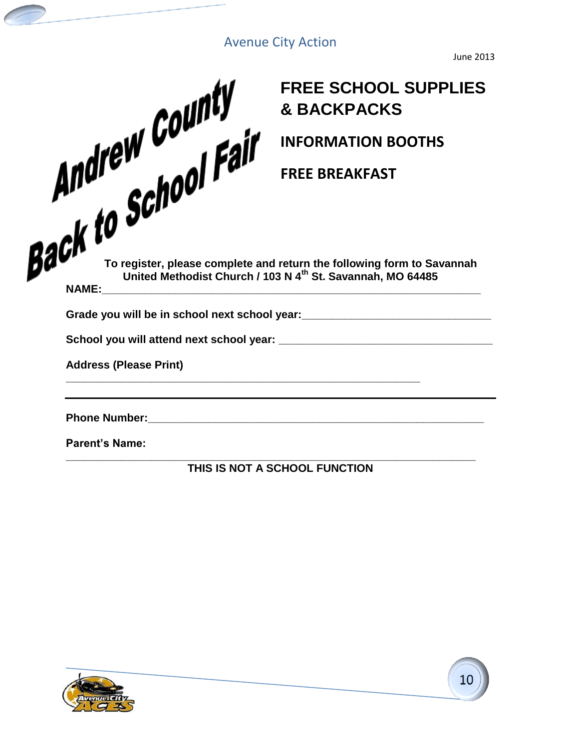# Andrew County Back to School Fair

## FREE SCHOOL SUPPLIES & BACKPACKS

## INFORMATION BOOTHS

## FREE BREAKFAST

**To register, please complete and return the following form to Savannah United Methodist Church / 103 N 4th St. Savannah, MO 64485**

**NAME:**\_\_\_\_\_\_\_\_\_\_\_\_\_\_\_\_\_\_\_\_\_\_\_\_\_\_\_\_\_\_\_\_\_\_\_\_\_\_\_\_\_\_\_\_\_\_\_\_\_\_\_\_\_\_\_\_\_\_\_\_

**Grade you will be in school next school year:**\_\_\_\_\_\_\_\_\_\_\_\_\_\_\_\_\_\_\_\_\_\_\_\_\_\_\_\_\_\_

**School you will attend next school year:** \_\_\_\_\_\_\_\_\_\_\_\_\_\_\_\_\_\_\_\_\_\_\_\_\_\_\_\_\_\_\_\_\_\_

**Address (Please Print)**

\_\_\_\_\_\_\_\_\_\_\_\_\_\_\_\_\_\_\_\_\_\_\_\_\_\_\_\_\_\_\_\_\_\_\_\_\_\_\_\_\_\_\_\_\_\_\_\_\_\_\_\_\_\_\_\_

**Phone Number:**\_\_\_\_\_\_\_\_\_\_\_\_\_\_\_\_\_\_\_\_\_\_\_\_\_\_\_\_\_\_\_\_\_\_\_\_\_\_\_\_\_\_\_\_\_\_\_\_\_\_\_\_

**Parent's Name:**

\_\_\_\_\_\_\_\_\_\_\_\_\_\_\_\_\_\_\_\_\_\_\_\_\_\_\_\_\_\_\_\_\_\_\_\_\_\_\_\_\_\_\_\_\_\_\_\_\_\_\_\_\_\_\_\_\_\_\_\_\_\_

**THIS IS NOT A SCHOOL FUNCTION**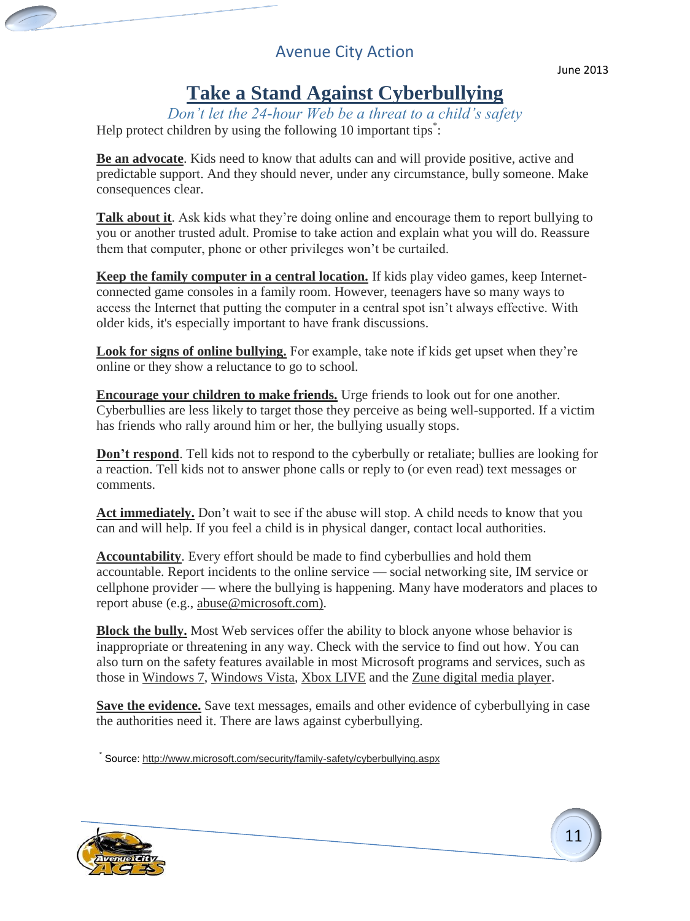# Take a Stand Against Cyberbullying

*Don't let the 24-hour Web be a threat to a child's safety*

Help protect children by using the following 10 important tips[*]:

**Be an advocate**. Kids need to know that adults can and will provide positive, active and predictable support. And they should never, under any circumstance, bully someone. Make consequences clear.

**Talk about it**. Ask kids what they're doing online and encourage them to report bullying to you or another trusted adult. Promise to take action and explain what you will do. Reassure them that computer, phone or other privileges won't be curtailed.

**Keep the family computer in a central location.** If kids play video games, keep Internet-connected game consoles in a family room. However, teenagers have so many ways to access the Internet that putting the computer in a central spot isn't always effective. With older kids, it's especially important to have frank discussions.

**Look for signs of online bullying.** For example, take note if kids get upset when they're online or they show a reluctance to go to school.

**Encourage your children to make friends.** Urge friends to look out for one another. Cyberbullies are less likely to target those they perceive as being well-supported. If a victim has friends who rally around him or her, the bullying usually stops.

**Don't respond**. Tell kids not to respond to the cyberbully or retaliate; bullies are looking for a reaction. Tell kids not to answer phone calls or reply to (or even read) text messages or comments.

**Act immediately.** Don't wait to see if the abuse will stop. A child needs to know that you can and will help. If you feel a child is in physical danger, contact local authorities.

**Accountability**. Every effort should be made to find cyberbullies and hold them accountable. Report incidents to the online service — social networking site, IM service or cellphone provider — where the bullying is happening. Many have moderators and places to report abuse (e.g., abuse@microsoft.com).

**Block the bully.** Most Web services offer the ability to block anyone whose behavior is inappropriate or threatening in any way. Check with the service to find out how. You can also turn on the safety features available in most Microsoft programs and services, such as those in Windows 7, Windows Vista, Xbox LIVE and the Zune digital media player.

**Save the evidence.** Save text messages, emails and other evidence of cyberbullying in case the authorities need it. There are laws against cyberbullying.

[*] Source: http://www.microsoft.com/security/family-safety/cyberbullying.aspx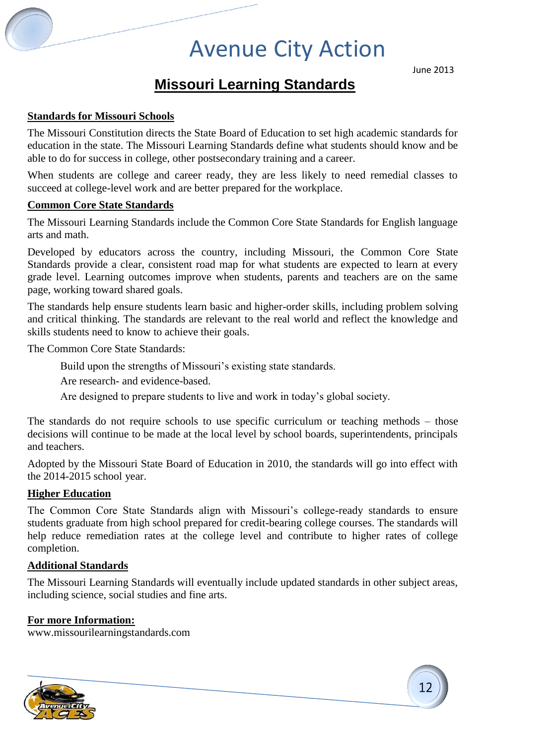# Avenue City Action

June 2013

## Missouri Learning Standards

### Standards for Missouri Schools

The Missouri Constitution directs the State Board of Education to set high academic standards for education in the state. The Missouri Learning Standards define what students should know and be able to do for success in college, other postsecondary training and a career.

When students are college and career ready, they are less likely to need remedial classes to succeed at college-level work and are better prepared for the workplace.

### Common Core State Standards

The Missouri Learning Standards include the Common Core State Standards for English language arts and math.

Developed by educators across the country, including Missouri, the Common Core State Standards provide a clear, consistent road map for what students are expected to learn at every grade level. Learning outcomes improve when students, parents and teachers are on the same page, working toward shared goals.

The standards help ensure students learn basic and higher-order skills, including problem solving and critical thinking. The standards are relevant to the real world and reflect the knowledge and skills students need to know to achieve their goals.

The Common Core State Standards:

- Build upon the strengths of Missouri's existing state standards.
- Are research- and evidence-based.
- Are designed to prepare students to live and work in today's global society.

The standards do not require schools to use specific curriculum or teaching methods – those decisions will continue to be made at the local level by school boards, superintendents, principals and teachers.

Adopted by the Missouri State Board of Education in 2010, the standards will go into effect with the 2014-2015 school year.

### Higher Education

The Common Core State Standards align with Missouri's college-ready standards to ensure students graduate from high school prepared for credit-bearing college courses. The standards will help reduce remediation rates at the college level and contribute to higher rates of college completion.

### Additional Standards

The Missouri Learning Standards will eventually include updated standards in other subject areas, including science, social studies and fine arts.

**For more Information:**

www.missourilearningstandards.com